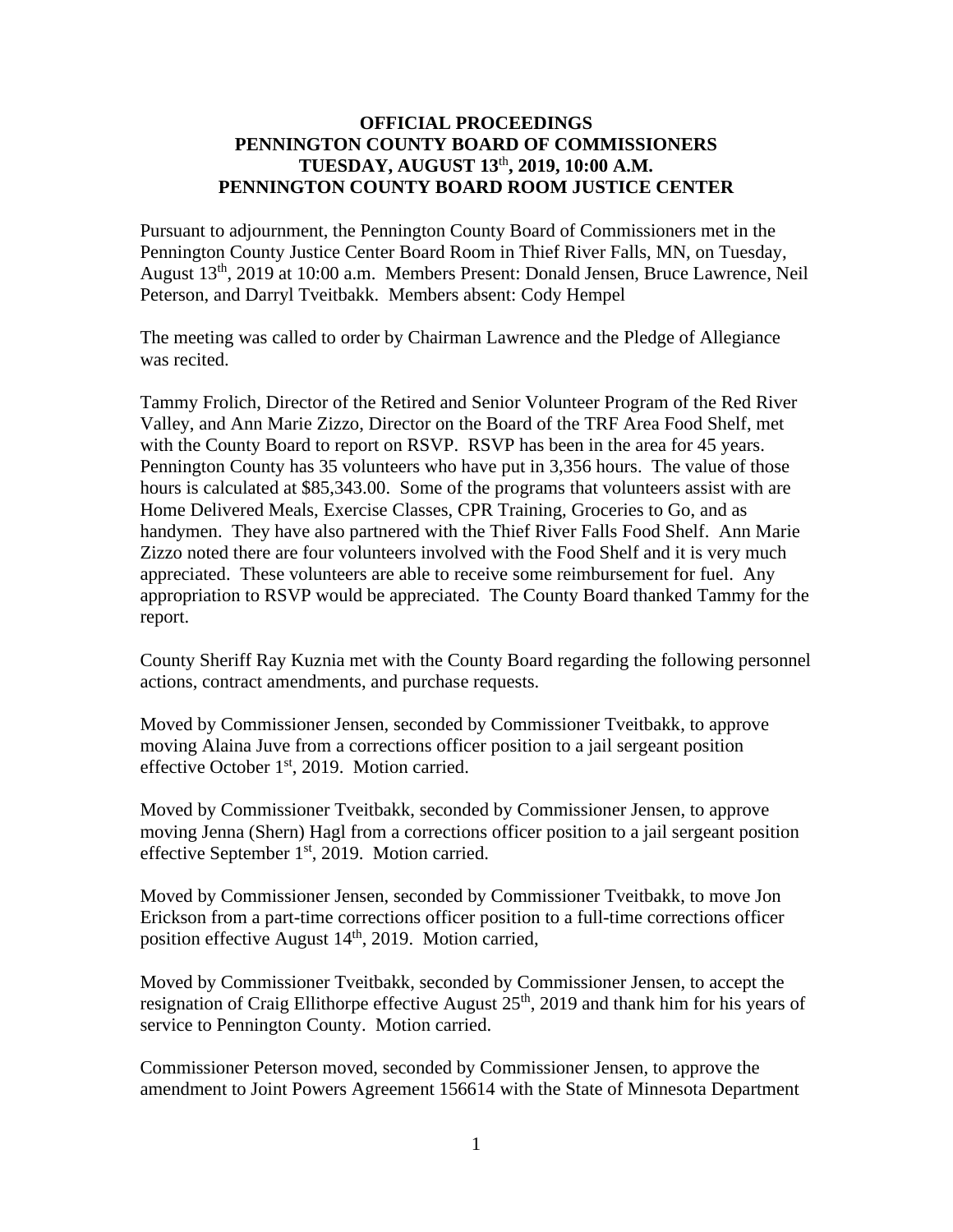**OFFICIAL PROCEEDINGS**
**PENNINGTON COUNTY BOARD OF COMMISSIONERS**
**TUESDAY, AUGUST 13th, 2019, 10:00 A.M.**
**PENNINGTON COUNTY BOARD ROOM JUSTICE CENTER**

Pursuant to adjournment, the Pennington County Board of Commissioners met in the Pennington County Justice Center Board Room in Thief River Falls, MN, on Tuesday, August 13th, 2019 at 10:00 a.m. Members Present: Donald Jensen, Bruce Lawrence, Neil Peterson, and Darryl Tveitbakk. Members absent: Cody Hempel

The meeting was called to order by Chairman Lawrence and the Pledge of Allegiance was recited.

Tammy Frolich, Director of the Retired and Senior Volunteer Program of the Red River Valley, and Ann Marie Zizzo, Director on the Board of the TRF Area Food Shelf, met with the County Board to report on RSVP. RSVP has been in the area for 45 years. Pennington County has 35 volunteers who have put in 3,356 hours. The value of those hours is calculated at $85,343.00. Some of the programs that volunteers assist with are Home Delivered Meals, Exercise Classes, CPR Training, Groceries to Go, and as handymen. They have also partnered with the Thief River Falls Food Shelf. Ann Marie Zizzo noted there are four volunteers involved with the Food Shelf and it is very much appreciated. These volunteers are able to receive some reimbursement for fuel. Any appropriation to RSVP would be appreciated. The County Board thanked Tammy for the report.

County Sheriff Ray Kuznia met with the County Board regarding the following personnel actions, contract amendments, and purchase requests.

Moved by Commissioner Jensen, seconded by Commissioner Tveitbakk, to approve moving Alaina Juve from a corrections officer position to a jail sergeant position effective October 1st, 2019. Motion carried.

Moved by Commissioner Tveitbakk, seconded by Commissioner Jensen, to approve moving Jenna (Shern) Hagl from a corrections officer position to a jail sergeant position effective September 1st, 2019. Motion carried.

Moved by Commissioner Jensen, seconded by Commissioner Tveitbakk, to move Jon Erickson from a part-time corrections officer position to a full-time corrections officer position effective August 14th, 2019. Motion carried,

Moved by Commissioner Tveitbakk, seconded by Commissioner Jensen, to accept the resignation of Craig Ellithorpe effective August 25th, 2019 and thank him for his years of service to Pennington County. Motion carried.

Commissioner Peterson moved, seconded by Commissioner Jensen, to approve the amendment to Joint Powers Agreement 156614 with the State of Minnesota Department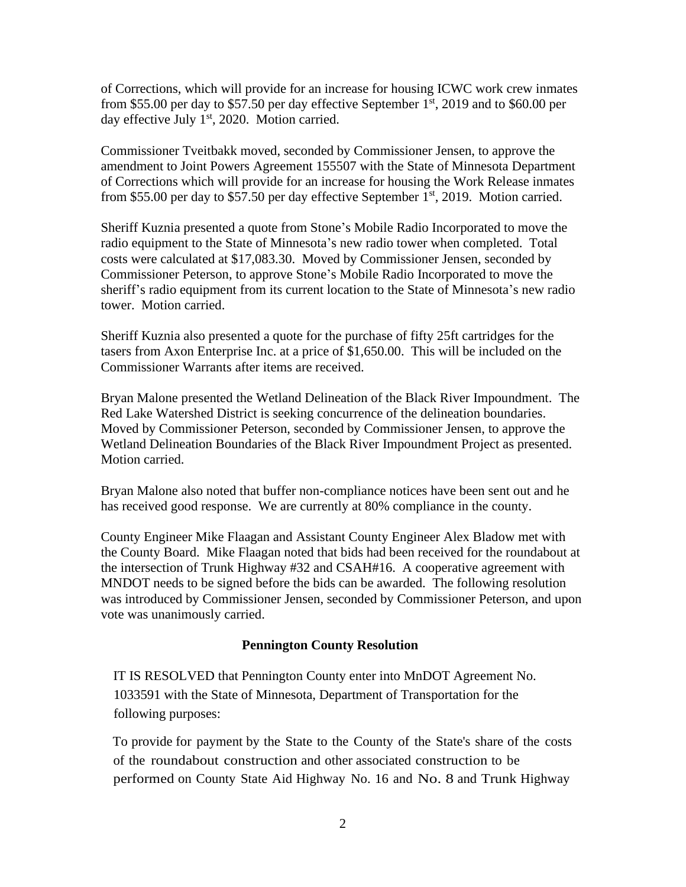of Corrections, which will provide for an increase for housing ICWC work crew inmates from $55.00 per day to $57.50 per day effective September 1st, 2019 and to $60.00 per day effective July 1st, 2020. Motion carried.

Commissioner Tveitbakk moved, seconded by Commissioner Jensen, to approve the amendment to Joint Powers Agreement 155507 with the State of Minnesota Department of Corrections which will provide for an increase for housing the Work Release inmates from $55.00 per day to $57.50 per day effective September 1st, 2019. Motion carried.

Sheriff Kuznia presented a quote from Stone's Mobile Radio Incorporated to move the radio equipment to the State of Minnesota's new radio tower when completed. Total costs were calculated at $17,083.30. Moved by Commissioner Jensen, seconded by Commissioner Peterson, to approve Stone's Mobile Radio Incorporated to move the sheriff's radio equipment from its current location to the State of Minnesota's new radio tower. Motion carried.

Sheriff Kuznia also presented a quote for the purchase of fifty 25ft cartridges for the tasers from Axon Enterprise Inc. at a price of $1,650.00. This will be included on the Commissioner Warrants after items are received.

Bryan Malone presented the Wetland Delineation of the Black River Impoundment. The Red Lake Watershed District is seeking concurrence of the delineation boundaries. Moved by Commissioner Peterson, seconded by Commissioner Jensen, to approve the Wetland Delineation Boundaries of the Black River Impoundment Project as presented. Motion carried.

Bryan Malone also noted that buffer non-compliance notices have been sent out and he has received good response. We are currently at 80% compliance in the county.

County Engineer Mike Flaagan and Assistant County Engineer Alex Bladow met with the County Board. Mike Flaagan noted that bids had been received for the roundabout at the intersection of Trunk Highway #32 and CSAH#16. A cooperative agreement with MNDOT needs to be signed before the bids can be awarded. The following resolution was introduced by Commissioner Jensen, seconded by Commissioner Peterson, and upon vote was unanimously carried.

**Pennington County Resolution**

IT IS RESOLVED that Pennington County enter into MnDOT Agreement No. 1033591 with the State of Minnesota, Department of Transportation for the following purposes:

To provide for payment by the State to the County of the State's share of the costs of the roundabout construction and other associated construction to be performed on County State Aid Highway No. 16 and No. 8 and Trunk Highway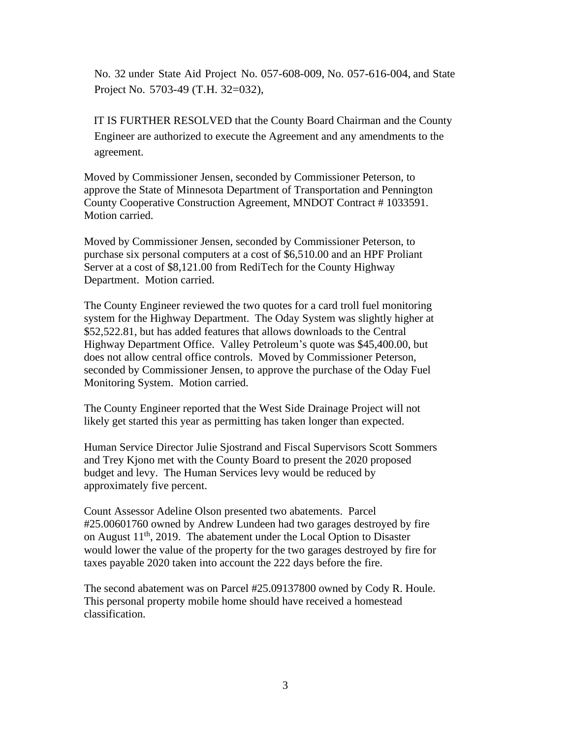No. 32 under State Aid Project No. 057-608-009, No. 057-616-004, and State Project No. 5703-49 (T.H. 32=032),

IT IS FURTHER RESOLVED that the County Board Chairman and the County Engineer are authorized to execute the Agreement and any amendments to the agreement.

Moved by Commissioner Jensen, seconded by Commissioner Peterson, to approve the State of Minnesota Department of Transportation and Pennington County Cooperative Construction Agreement, MNDOT Contract # 1033591. Motion carried.

Moved by Commissioner Jensen, seconded by Commissioner Peterson, to purchase six personal computers at a cost of $6,510.00 and an HPF Proliant Server at a cost of $8,121.00 from RediTech for the County Highway Department. Motion carried.

The County Engineer reviewed the two quotes for a card troll fuel monitoring system for the Highway Department. The Oday System was slightly higher at $52,522.81, but has added features that allows downloads to the Central Highway Department Office. Valley Petroleum's quote was $45,400.00, but does not allow central office controls. Moved by Commissioner Peterson, seconded by Commissioner Jensen, to approve the purchase of the Oday Fuel Monitoring System. Motion carried.

The County Engineer reported that the West Side Drainage Project will not likely get started this year as permitting has taken longer than expected.

Human Service Director Julie Sjostrand and Fiscal Supervisors Scott Sommers and Trey Kjono met with the County Board to present the 2020 proposed budget and levy. The Human Services levy would be reduced by approximately five percent.

Count Assessor Adeline Olson presented two abatements. Parcel #25.00601760 owned by Andrew Lundeen had two garages destroyed by fire on August 11th, 2019. The abatement under the Local Option to Disaster would lower the value of the property for the two garages destroyed by fire for taxes payable 2020 taken into account the 222 days before the fire.

The second abatement was on Parcel #25.09137800 owned by Cody R. Houle. This personal property mobile home should have received a homestead classification.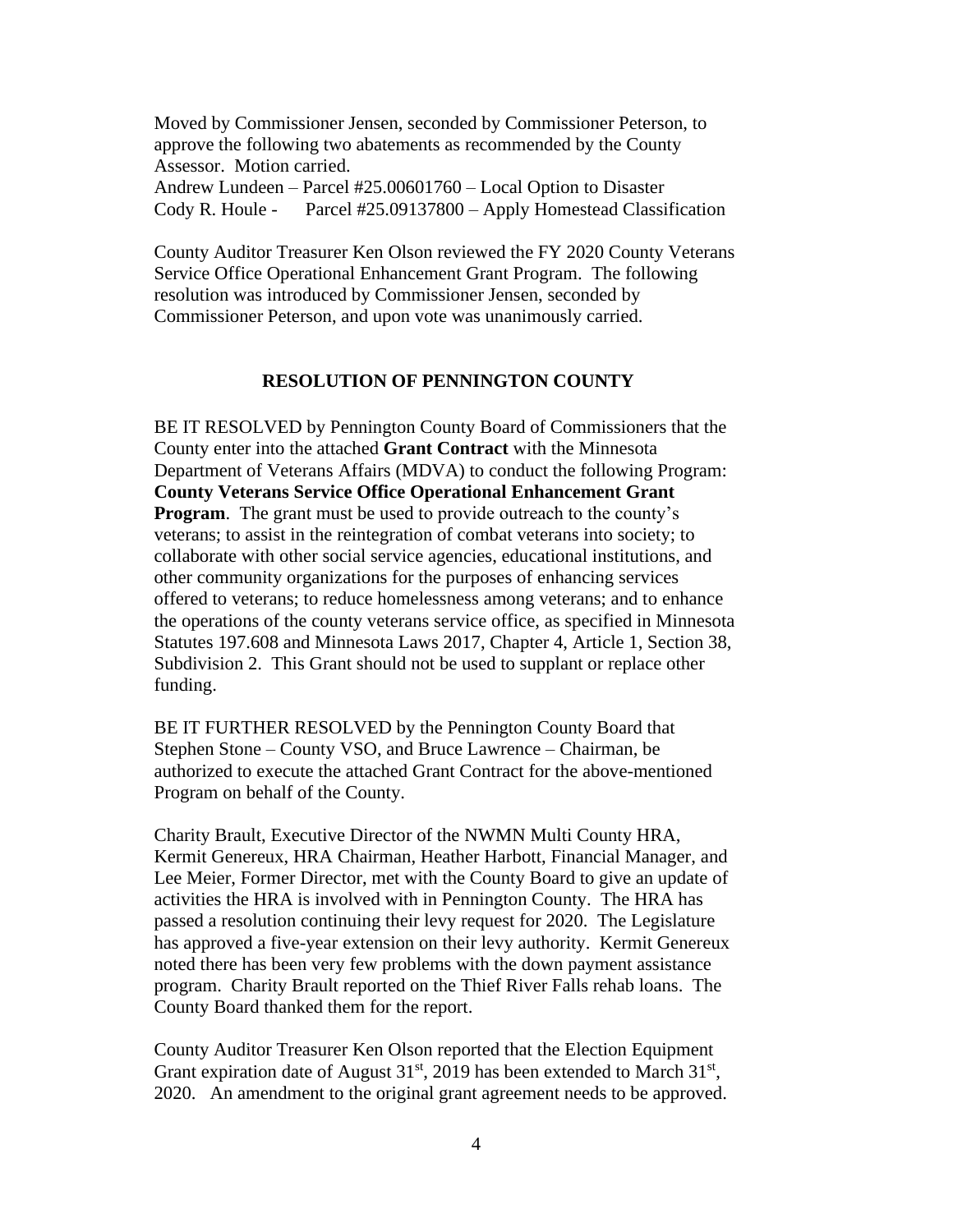Moved by Commissioner Jensen, seconded by Commissioner Peterson, to approve the following two abatements as recommended by the County Assessor. Motion carried.
Andrew Lundeen – Parcel #25.00601760 – Local Option to Disaster
Cody R. Houle - Parcel #25.09137800 – Apply Homestead Classification

County Auditor Treasurer Ken Olson reviewed the FY 2020 County Veterans Service Office Operational Enhancement Grant Program. The following resolution was introduced by Commissioner Jensen, seconded by Commissioner Peterson, and upon vote was unanimously carried.

**RESOLUTION OF PENNINGTON COUNTY**

BE IT RESOLVED by Pennington County Board of Commissioners that the County enter into the attached **Grant Contract** with the Minnesota Department of Veterans Affairs (MDVA) to conduct the following Program: **County Veterans Service Office Operational Enhancement Grant Program**. The grant must be used to provide outreach to the county's veterans; to assist in the reintegration of combat veterans into society; to collaborate with other social service agencies, educational institutions, and other community organizations for the purposes of enhancing services offered to veterans; to reduce homelessness among veterans; and to enhance the operations of the county veterans service office, as specified in Minnesota Statutes 197.608 and Minnesota Laws 2017, Chapter 4, Article 1, Section 38, Subdivision 2. This Grant should not be used to supplant or replace other funding.

BE IT FURTHER RESOLVED by the Pennington County Board that Stephen Stone – County VSO, and Bruce Lawrence – Chairman, be authorized to execute the attached Grant Contract for the above-mentioned Program on behalf of the County.

Charity Brault, Executive Director of the NWMN Multi County HRA, Kermit Genereux, HRA Chairman, Heather Harbott, Financial Manager, and Lee Meier, Former Director, met with the County Board to give an update of activities the HRA is involved with in Pennington County. The HRA has passed a resolution continuing their levy request for 2020. The Legislature has approved a five-year extension on their levy authority. Kermit Genereux noted there has been very few problems with the down payment assistance program. Charity Brault reported on the Thief River Falls rehab loans. The County Board thanked them for the report.

County Auditor Treasurer Ken Olson reported that the Election Equipment Grant expiration date of August 31st, 2019 has been extended to March 31st, 2020. An amendment to the original grant agreement needs to be approved.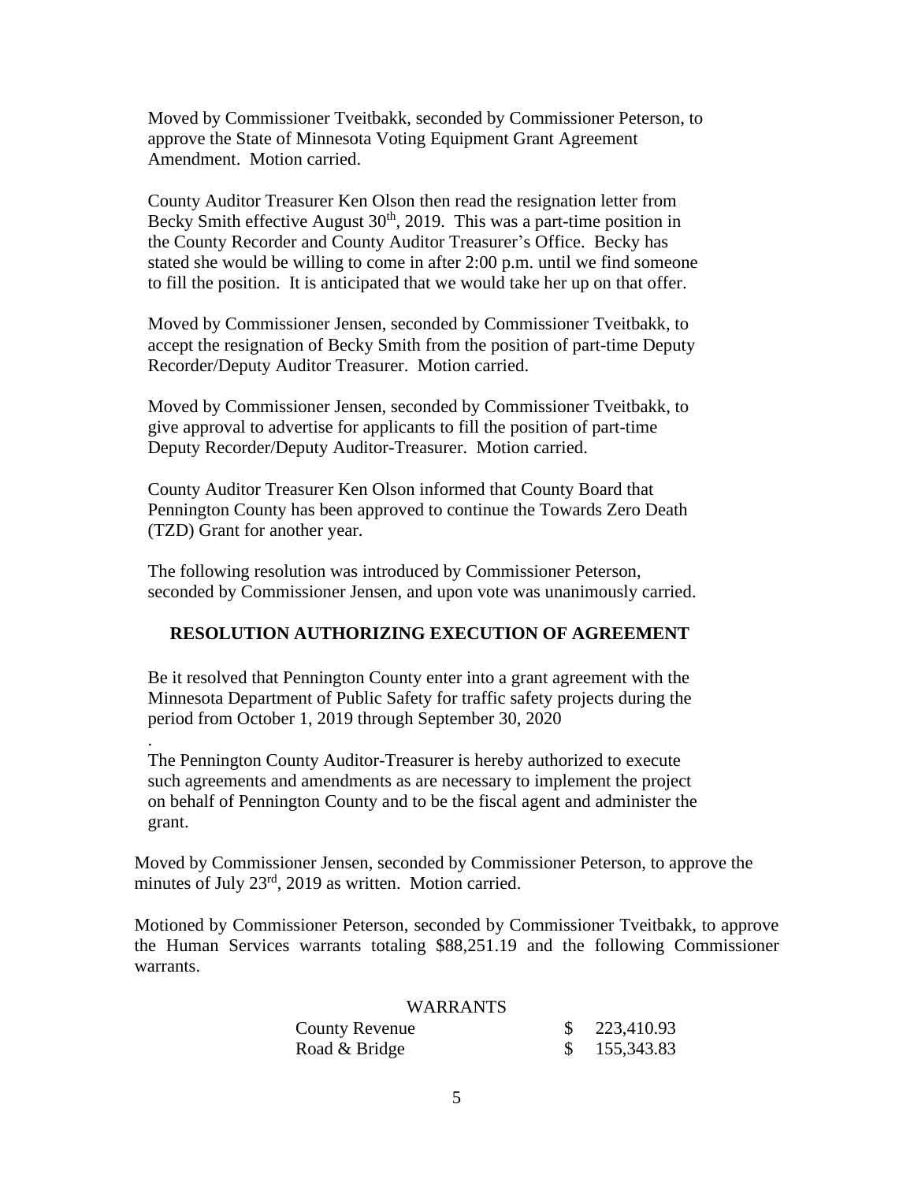Moved by Commissioner Tveitbakk, seconded by Commissioner Peterson, to approve the State of Minnesota Voting Equipment Grant Agreement Amendment. Motion carried.

County Auditor Treasurer Ken Olson then read the resignation letter from Becky Smith effective August 30th, 2019. This was a part-time position in the County Recorder and County Auditor Treasurer's Office. Becky has stated she would be willing to come in after 2:00 p.m. until we find someone to fill the position. It is anticipated that we would take her up on that offer.

Moved by Commissioner Jensen, seconded by Commissioner Tveitbakk, to accept the resignation of Becky Smith from the position of part-time Deputy Recorder/Deputy Auditor Treasurer. Motion carried.

Moved by Commissioner Jensen, seconded by Commissioner Tveitbakk, to give approval to advertise for applicants to fill the position of part-time Deputy Recorder/Deputy Auditor-Treasurer. Motion carried.

County Auditor Treasurer Ken Olson informed that County Board that Pennington County has been approved to continue the Towards Zero Death (TZD) Grant for another year.

The following resolution was introduced by Commissioner Peterson, seconded by Commissioner Jensen, and upon vote was unanimously carried.

**RESOLUTION AUTHORIZING EXECUTION OF AGREEMENT**

Be it resolved that Pennington County enter into a grant agreement with the Minnesota Department of Public Safety for traffic safety projects during the period from October 1, 2019 through September 30, 2020

.

The Pennington County Auditor-Treasurer is hereby authorized to execute such agreements and amendments as are necessary to implement the project on behalf of Pennington County and to be the fiscal agent and administer the grant.

Moved by Commissioner Jensen, seconded by Commissioner Peterson, to approve the minutes of July 23rd, 2019 as written. Motion carried.

Motioned by Commissioner Peterson, seconded by Commissioner Tveitbakk, to approve the Human Services warrants totaling $88,251.19 and the following Commissioner warrants.

| WARRANTS | |
|---|---|
| County Revenue | $ 223,410.93 |
| Road & Bridge | $ 155,343.83 |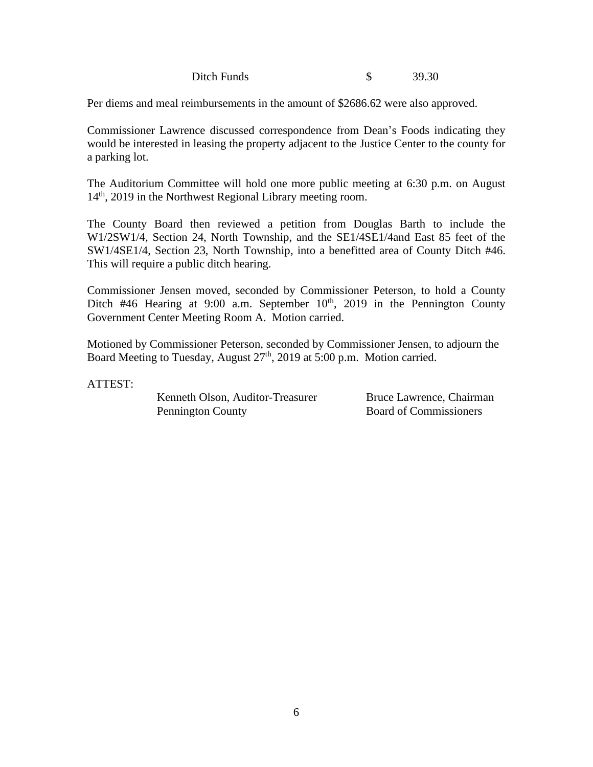| | | |
|---|---|---|
| Ditch Funds | $ | 39.30 |

Per diems and meal reimbursements in the amount of $2686.62 were also approved.

Commissioner Lawrence discussed correspondence from Dean's Foods indicating they would be interested in leasing the property adjacent to the Justice Center to the county for a parking lot.

The Auditorium Committee will hold one more public meeting at 6:30 p.m. on August 14th, 2019 in the Northwest Regional Library meeting room.

The County Board then reviewed a petition from Douglas Barth to include the W1/2SW1/4, Section 24, North Township, and the SE1/4SE1/4and East 85 feet of the SW1/4SE1/4, Section 23, North Township, into a benefitted area of County Ditch #46. This will require a public ditch hearing.

Commissioner Jensen moved, seconded by Commissioner Peterson, to hold a County Ditch #46 Hearing at 9:00 a.m. September 10th, 2019 in the Pennington County Government Center Meeting Room A. Motion carried.

Motioned by Commissioner Peterson, seconded by Commissioner Jensen, to adjourn the Board Meeting to Tuesday, August 27th, 2019 at 5:00 p.m. Motion carried.

ATTEST:

| | |
|---|---|
| Kenneth Olson, Auditor-Treasurer | Bruce Lawrence, Chairman |
| Pennington County | Board of Commissioners |